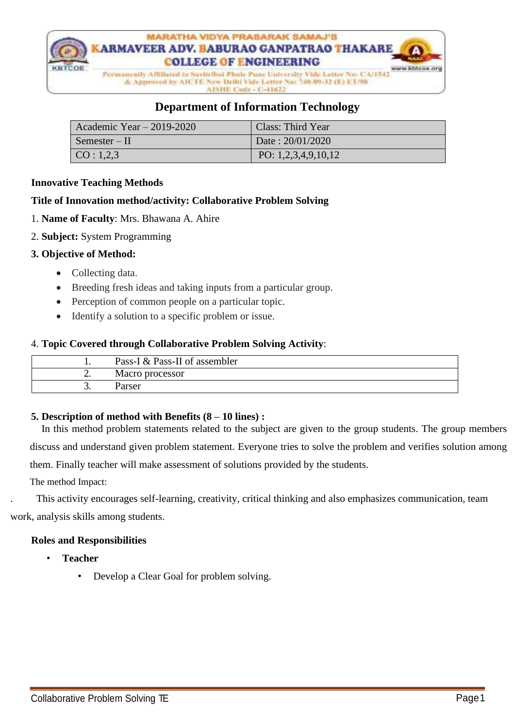MARATHA VIDYA PRASARAK SAMAJ'S

KARMAVEER ADV. BABURAO GANPATRAO THAKARE COLLEGE OF ENGINEERING

Permanently Affiliated to Savitribai Phule Pune University Vide Letter No: CA/1542 & Approved by AICTE New Delhi Vide Letter No: 740-89-32 (E) ET/98

AISHE Code - C-41622

www.kbtcoe.org

## Department of Information Technology

| Academic Year – 2019-2020 | Class: Third Year |
|---|---|
| Semester – II | Date : 20/01/2020 |
| CO : 1,2,3 | PO: 1,2,3,4,9,10,12 |

**Innovative Teaching Methods**

**Title of Innovation method/activity: Collaborative Problem Solving**

1. **Name of Faculty**: Mrs. Bhawana A. Ahire
2. **Subject:** System Programming
3. **Objective of Method:**
   - Collecting data.
   - Breeding fresh ideas and taking inputs from a particular group.
   - Perception of common people on a particular topic.
   - Identify a solution to a specific problem or issue.

4. **Topic Covered through Collaborative Problem Solving Activity**:

| | |
|---|---|
| 1. | Pass-I & Pass-II of assembler |
| 2. | Macro processor |
| 3. | Parser |

**5. Description of method with Benefits (8 – 10 lines) :**

In this method problem statements related to the subject are given to the group students. The group members discuss and understand given problem statement. Everyone tries to solve the problem and verifies solution among them. Finally teacher will make assessment of solutions provided by the students.

The method Impact:

. This activity encourages self-learning, creativity, critical thinking and also emphasizes communication, team work, analysis skills among students.

**Roles and Responsibilities**

- **Teacher**
  - Develop a Clear Goal for problem solving.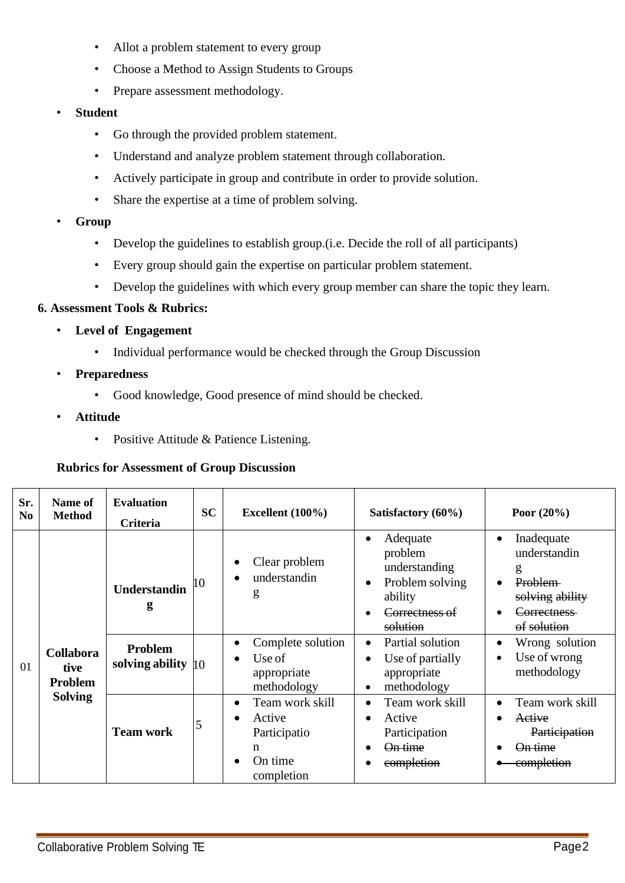- Allot a problem statement to every group
- Choose a Method to Assign Students to Groups
- Prepare assessment methodology.

- **Student**
  - Go through the provided problem statement.
  - Understand and analyze problem statement through collaboration.
  - Actively participate in group and contribute in order to provide solution.
  - Share the expertise at a time of problem solving.
- **Group**
  - Develop the guidelines to establish group.(i.e. Decide the roll of all participants)
  - Every group should gain the expertise on particular problem statement.
  - Develop the guidelines with which every group member can share the topic they learn.

**6. Assessment Tools & Rubrics:**

- **Level of Engagement**
  - Individual performance would be checked through the Group Discussion
- **Preparedness**
  - Good knowledge, Good presence of mind should be checked.
- **Attitude**
  - Positive Attitude & Patience Listening.

**Rubrics for Assessment of Group Discussion**

| Sr. No | Name of Method | Evaluation Criteria | SC | Excellent (100%) | Satisfactory (60%) | Poor (20%) |
|---|---|---|---|---|---|---|
| 01 | Collaborative Problem Solving | Understanding | 10 | • Clear problem understanding | • Adequate problem understanding • Problem solving ability • ~~Correctness of solution~~ | • Inadequate understanding • ~~Problem solving ability~~ • ~~Correctness of solution~~ |
| | | Problem solving ability | 10 | • Complete solution • Use of appropriate methodology | • Partial solution • Use of partially appropriate • methodology | • Wrong solution • Use of wrong methodology |
| | | Team work | 5 | • Team work skill • Active Participation • On time completion | • Team work skill • Active Participation • ~~On time~~ • ~~completion~~ | • Team work skill • ~~Active Participation~~ • ~~On time~~ • ~~completion~~ |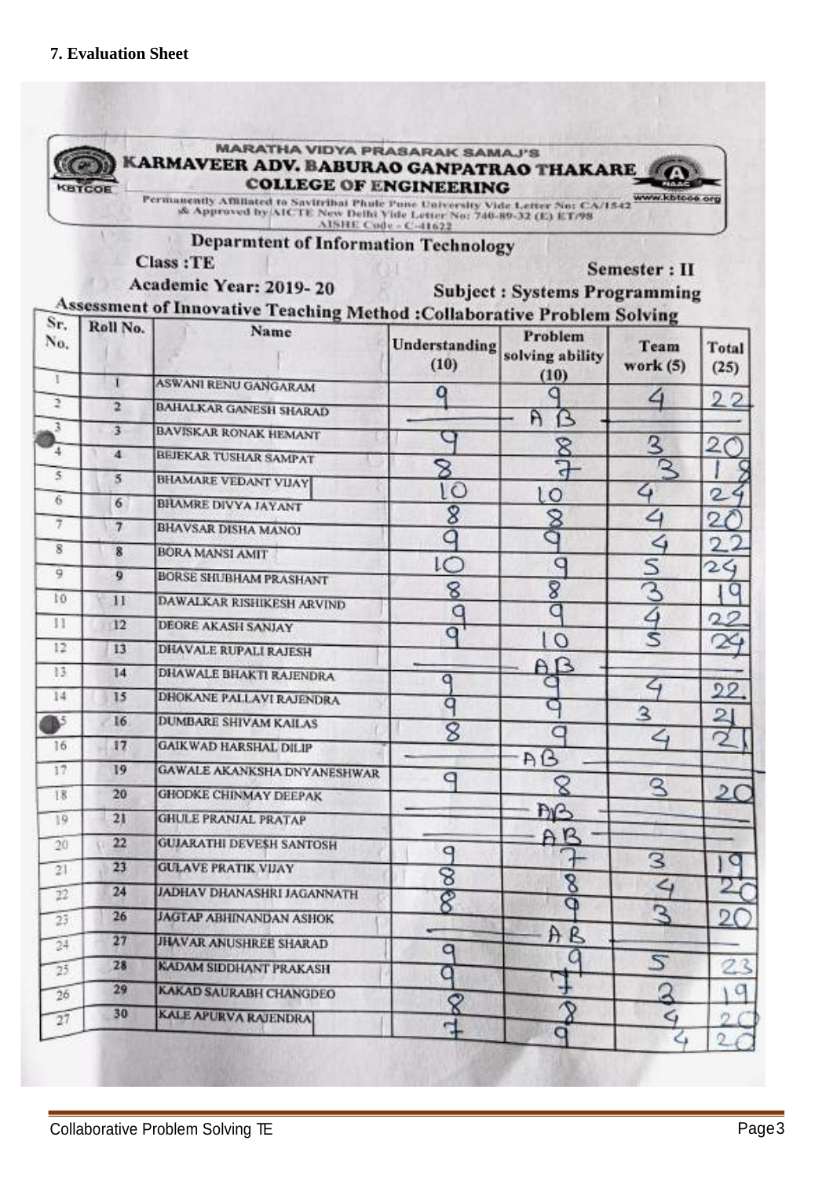### 7. Evaluation Sheet

MARATHA VIDYA PRASARAK SAMAJ'S
**KARMAVEER ADV. BABURAO GANPATRAO THAKARE COLLEGE OF ENGINEERING**

Permanently Affiliated to Savitribai Phule Pune University Vide Letter No: CA/1542 & Approved by AICTE New Delhi Vide Letter No: 740-89-32 (E) ET/98
AISHE Code - C-41622

www.kbtcoe.org

**Deparmtent of Information Technology**

**Class :TE** **Semester : II**

**Academic Year: 2019- 20** **Subject : Systems Programming**

**Assessment of Innovative Teaching Method :Collaborative Problem Solving**

| Sr. No. | Roll No. | Name | Understanding (10) | Problem solving ability (10) | Team work (5) | Total (25) |
|---|---|---|---|---|---|---|
| 1 | 1 | ASWANI RENU GANGARAM | 9 | 9 | 4 | 22 |
| 2 | 2 | BAHALKAR GANESH SHARAD | | AB | | |
| 3 | 3 | BAVISKAR RONAK HEMANT | 9 | 8 | 3 | 20 |
| 4 | 4 | BEJEKAR TUSHAR SAMPAT | 8 | 7 | 3 | 18 |
| 5 | 5 | BHAMARE VEDANT VIJAY | 10 | 10 | 4 | 24 |
| 6 | 6 | BHAMRE DIVYA JAYANT | 8 | 8 | 4 | 20 |
| 7 | 7 | BHAVSAR DISHA MANOJ | 9 | 9 | 4 | 22 |
| 8 | 8 | BORA MANSI AMIT | 10 | 9 | 5 | 24 |
| 9 | 9 | BORSE SHUBHAM PRASHANT | 8 | 8 | 3 | 19 |
| 10 | 11 | DAWALKAR RISHIKESH ARVIND | 9 | 9 | 4 | 22 |
| 11 | 12 | DEORE AKASH SANJAY | 9 | 10 | 5 | 24 |
| 12 | 13 | DHAVALE RUPALI RAJESH | | AB | | |
| 13 | 14 | DHAWALE BHAKTI RAJENDRA | 9 | 9 | 4 | 22 |
| 14 | 15 | DHOKANE PALLAVI RAJENDRA | 9 | 9 | 3 | 21 |
| 15 | 16 | DUMBARE SHIVAM KAILAS | 8 | 9 | 4 | 21 |
| 16 | 17 | GAIKWAD HARSHAL DILIP | | AB | | |
| 17 | 19 | GAWALE AKANKSHA DNYANESHWAR | 9 | 8 | 3 | 20 |
| 18 | 20 | GHODKE CHINMAY DEEPAK | | AB | | |
| 19 | 21 | GHULE PRANJAL PRATAP | | AB | | |
| 20 | 22 | GUJARATHI DEVESH SANTOSH | 9 | 7 | 3 | 19 |
| 21 | 23 | GULAVE PRATIK VIJAY | 8 | 8 | 4 | 20 |
| 22 | 24 | JADHAV DHANASHRI JAGANNATH | 8 | 9 | 3 | 20 |
| 23 | 26 | JAGTAP ABHINANDAN ASHOK | | AB | | |
| 24 | 27 | JHAVAR ANUSHREE SHARAD | 9 | 9 | 5 | 23 |
| 25 | 28 | KADAM SIDDHANT PRAKASH | 9 | 7 | 3 | 19 |
| 26 | 29 | KAKAD SAURABH CHANGDEO | 8 | 8 | 4 | 20 |
| 27 | 30 | KALE APURVA RAJENDRA | 7 | 9 | 4 | 20 |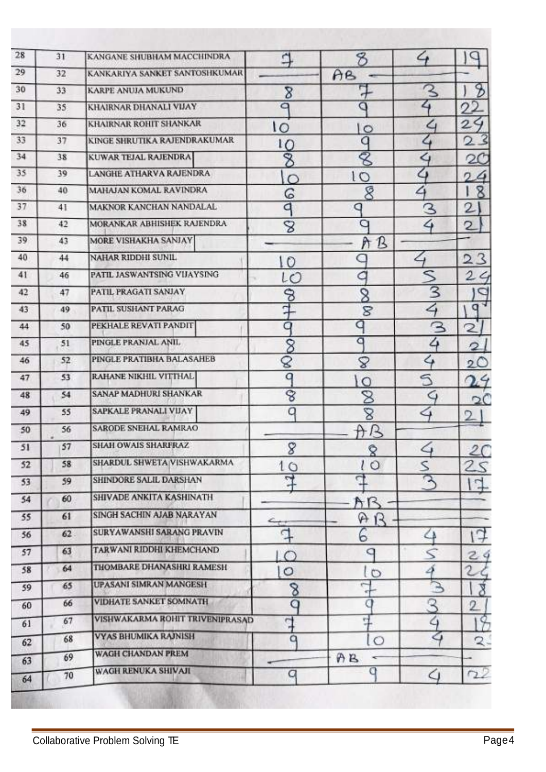| | | | | | | |
|---|---|---|---|---|---|---|
| 28 | 31 | KANGANE SHUBHAM MACCHINDRA | 7 | 8 | 4 | 19 |
| 29 | 32 | KANKARIYA SANKET SANTOSHKUMAR | | AB | | |
| 30 | 33 | KARPE ANUJA MUKUND | 8 | 7 | 3 | 18 |
| 31 | 35 | KHAIRNAR DHANALI VIJAY | 9 | 9 | 4 | 22 |
| 32 | 36 | KHAIRNAR ROHIT SHANKAR | 10 | 10 | 4 | 24 |
| 33 | 37 | KINGE SHRUTIKA RAJENDRAKUMAR | 10 | 9 | 4 | 23 |
| 34 | 38 | KUWAR TEJAL RAJENDRA | 8 | 8 | 4 | 20 |
| 35 | 39 | LANGHE ATHARVA RAJENDRA | 10 | 10 | 4 | 24 |
| 36 | 40 | MAHAJAN KOMAL RAVINDRA | 6 | 8 | 4 | 18 |
| 37 | 41 | MAKNOR KANCHAN NANDALAL | 9 | 9 | 3 | 21 |
| 38 | 42 | MORANKAR ABHISHEK RAJENDRA | 8 | 9 | 4 | 21 |
| 39 | 43 | MORE VISHAKHA SANJAY | | AB | | |
| 40 | 44 | NAHAR RIDDHI SUNIL | 10 | 9 | 4 | 23 |
| 41 | 46 | PATIL JASWANTSING VIJAYSING | 10 | 9 | 5 | 24 |
| 42 | 47 | PATIL PRAGATI SANJAY | 8 | 8 | 3 | 19 |
| 43 | 49 | PATIL SUSHANT PARAG | 7 | 8 | 4 | 19 |
| 44 | 50 | PEKHALE REVATI PANDIT | 9 | 9 | 3 | 21 |
| 45 | 51 | PINGLE PRANJAL ANIL | 8 | 9 | 4 | 21 |
| 46 | 52 | PINGLE PRATIBHA BALASAHEB | 8 | 8 | 4 | 20 |
| 47 | 53 | RAHANE NIKHIL VITTHAL | 9 | 10 | 5 | 24 |
| 48 | 54 | SANAP MADHURI SHANKAR | 8 | 8 | 4 | 20 |
| 49 | 55 | SAPKALE PRANALI VIJAY | 9 | 8 | 4 | 21 |
| 50 | 56 | SARODE SNEHAL RAMRAO | | AB | | |
| 51 | 57 | SHAH OWAIS SHARFRAZ | 8 | 8 | 4 | 20 |
| 52 | 58 | SHARDUL SHWETA VISHWAKARMA | 10 | 10 | 5 | 25 |
| 53 | 59 | SHINDORE SALIL DARSHAN | 7 | 7 | 3 | 17 |
| 54 | 60 | SHIVADE ANKITA KASHINATH | | AB | | |
| 55 | 61 | SINGH SACHIN AJAB NARAYAN | | AB | | |
| 56 | 62 | SURYAWANSHI SARANG PRAVIN | 7 | 6 | 4 | 17 |
| 57 | 63 | TARWANI RIDDHI KHEMCHAND | 10 | 9 | 5 | 24 |
| 58 | 64 | THOMBARE DHANASHRI RAMESH | 10 | 10 | 4 | 24 |
| 59 | 65 | UPASANI SIMRAN MANGESH | 8 | 7 | 3 | 18 |
| 60 | 66 | VIDHATE SANKET SOMNATH | 9 | 9 | 3 | 21 |
| 61 | 67 | VISHWAKARMA ROHIT TRIVENIPRASAD | 7 | 7 | 4 | 18 |
| 62 | 68 | VYAS BHUMIKA RAJNISH | 9 | 10 | 4 | 23 |
| 63 | 69 | WAGH CHANDAN PREM | | AB | | |
| 64 | 70 | WAGH RENUKA SHIVAJI | 9 | 9 | 4 | 22 |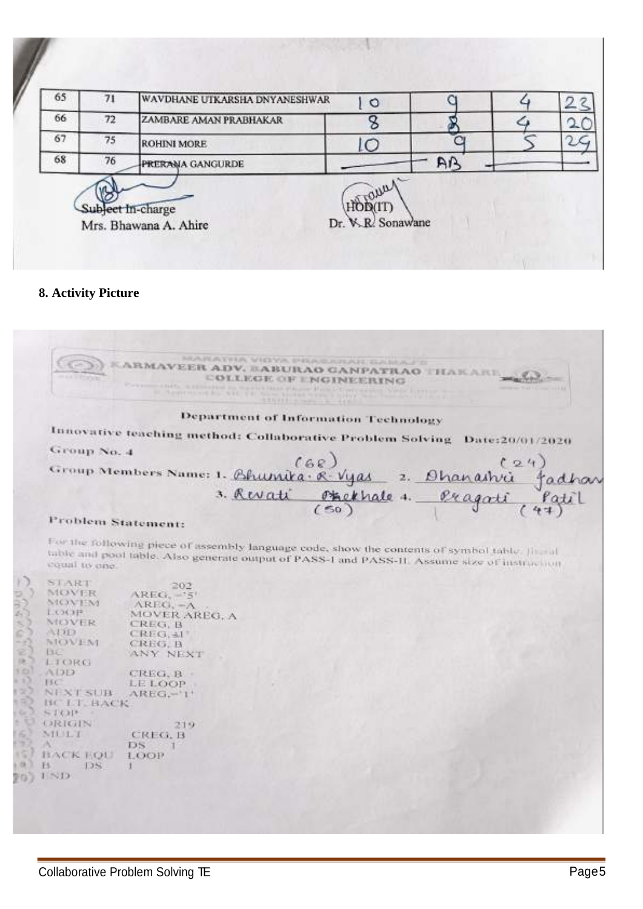| 65 | 71 | WAVDHANE UTKARSHA DNYANESHWAR | 10 | 9 | 4 | 23 |
|---|---|---|---|---|---|---|
| 66 | 72 | ZAMBARE AMAN PRABHAKAR | 8 | 8 | 4 | 20 |
| 67 | 75 | ROHINI MORE | 10 | 9 | 5 | 24 |
| 68 | 76 | PRERANA GANGURDE | — | AB | — | — |

Subject In-charge
Mrs. Bhawana A. Ahire

HOD(IT)
Dr. V. R. Sonawane

**8. Activity Picture**

MARATHA VIDYA PRASARAK SAMAJ'S
KARMAVEER ADV. BABURAO GANPATRAO THAKARE
COLLEGE OF ENGINEERING

Department of Information Technology

Innovative teaching method: Collaborative Problem Solving Date:20/01/2020

Group No. 4

Group Members Name: 1. Bhumika R. Vyas (68) 2. Dhanashri Jadhav (24)
3. Revati Ohekhale (50) 4. Pragati Patil (47)

Problem Statement:

For the following piece of assembly language code, show the contents of symbol table, literal table and pool table. Also generate output of PASS-I and PASS-II. Assume size of instruction equal to one.

```
1)  START        202
2)  MOVER        AREG, ='5'
3)  MOVEM        AREG, =A
4)  LOOP         MOVER AREG, A
5)  MOVER        CREG, B
6)  ADD          CREG,='1'
7)  MOVEM        CREG, B
8)  BC           ANY NEXT
9)  LTORG
10) ADD          CREG, B
11) BC           LE LOOP
12) NEXT SUB     AREG,='1'
13) BC LT, BACK
14) STOP
15) ORIGIN       219
16) MULT         CREG, B
17) A            DS   1
18) BACK EQU     LOOP
19) B       DS   1
20) END
```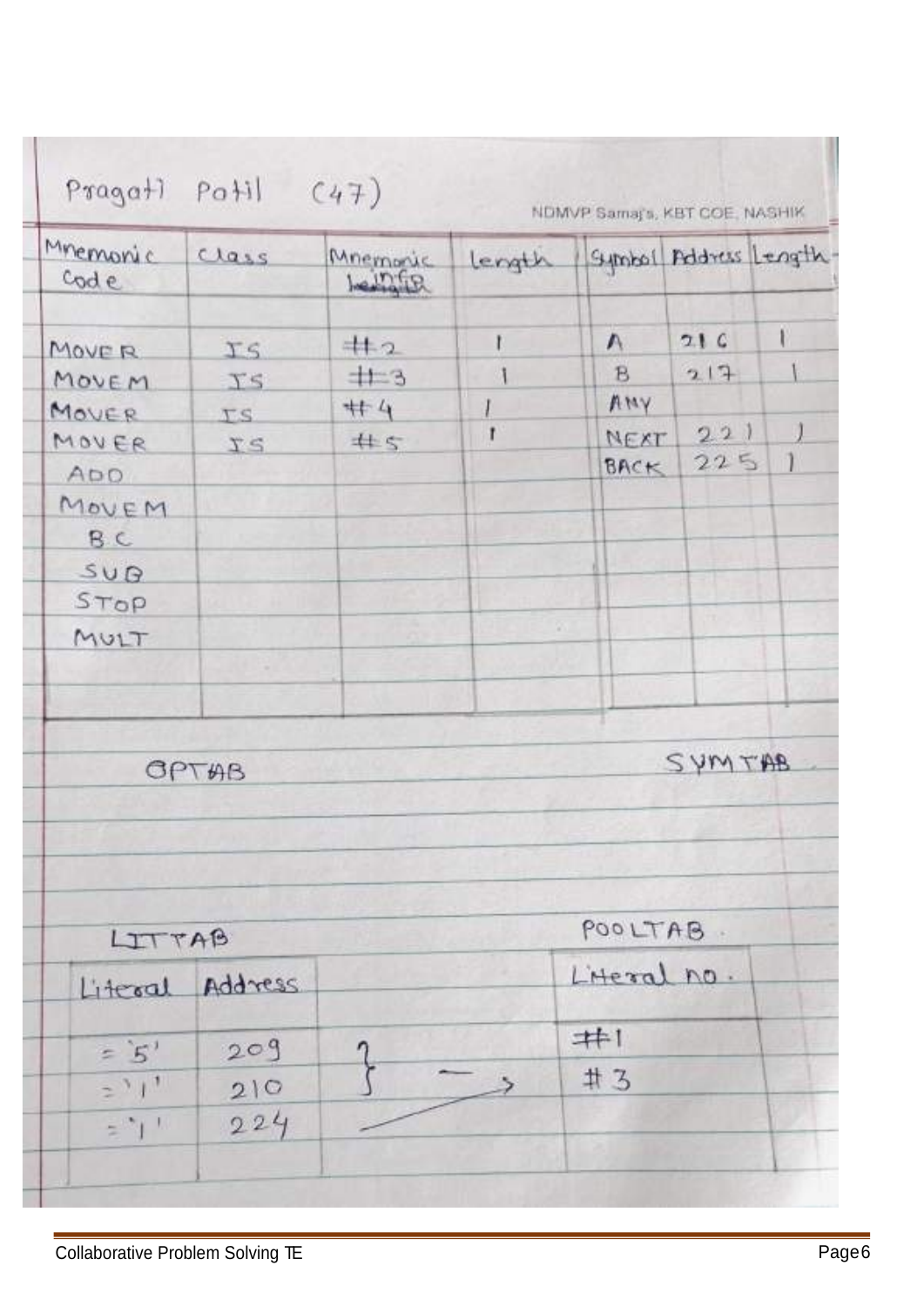Pragati Patil (47)

NDMVP Samaj's, KBT COE, NASHIK

| Mnemonic Code | Class | Mnemonic info | Length |
|---|---|---|---|
| MOVER | IS | #2 | 1 |
| MOVEM | IS | #3 | 1 |
| MOVER | IS | #4 | 1 |
| MOVER | IS | #5 | 1 |
| ADD | | | |
| MOVEM | | | |
| BC | | | |
| SUB | | | |
| STOP | | | |
| MULT | | | |

OPTAB

| Symbol | Address | Length |
|---|---|---|
| A | 216 | 1 |
| B | 217 | 1 |
| ANY | | |
| NEXT | 221 | 1 |
| BACK | 225 | 1 |

SYMTAB

LITTAB

| Literal | Address |
|---|---|
| ='5' | 209 |
| ='1' | 210 |
| ='1' | 224 |

POOLTAB

| Literal no. |
|---|
| #1 |
| #3 |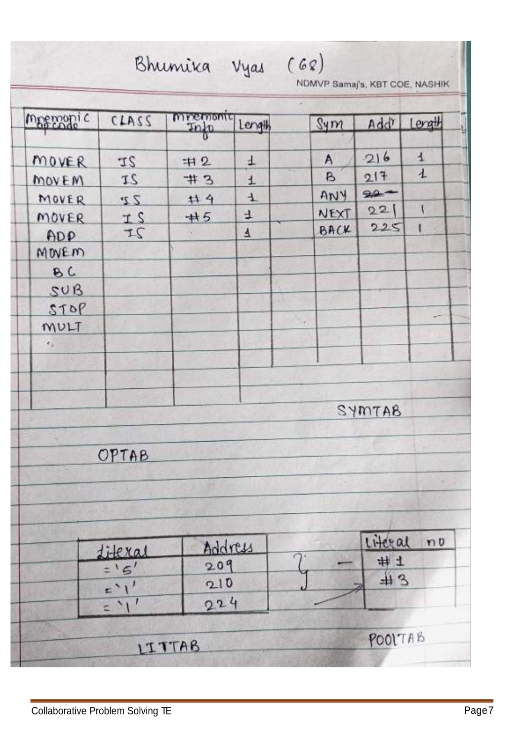Bhumika Vyas (68)

NDMVP Samaj's, KBT COE, NASHIK

| Mnemonic Opcode | CLASS | Mnemonic Info | Length |
|---|---|---|---|
| MOVER | IS | #2 | 1 |
| MOVEM | IS | #3 | 1 |
| MOVER | IS | #4 | 1 |
| MOVER | IS | #5 | 1 |
| ADD | IS | | 1 |
| MOVEM | | | |
| BC | | | |
| SUB | | | |
| STOP | | | |
| MULT | | | |

OPTAB

| Sym | Addr | Length |
|---|---|---|
| A | 216 | 1 |
| B | 217 | 1 |
| ANY | ~~22~~ | |
| NEXT | 221 | 1 |
| BACK | 225 | 1 |

SYMTAB

| Literal | Address |
|---|---|
| ='5' | 209 |
| ='1' | 210 |
| ='1' | 224 |

LITTAB

| Literal no |
|---|
| #1 |
| #3 |

POOLTAB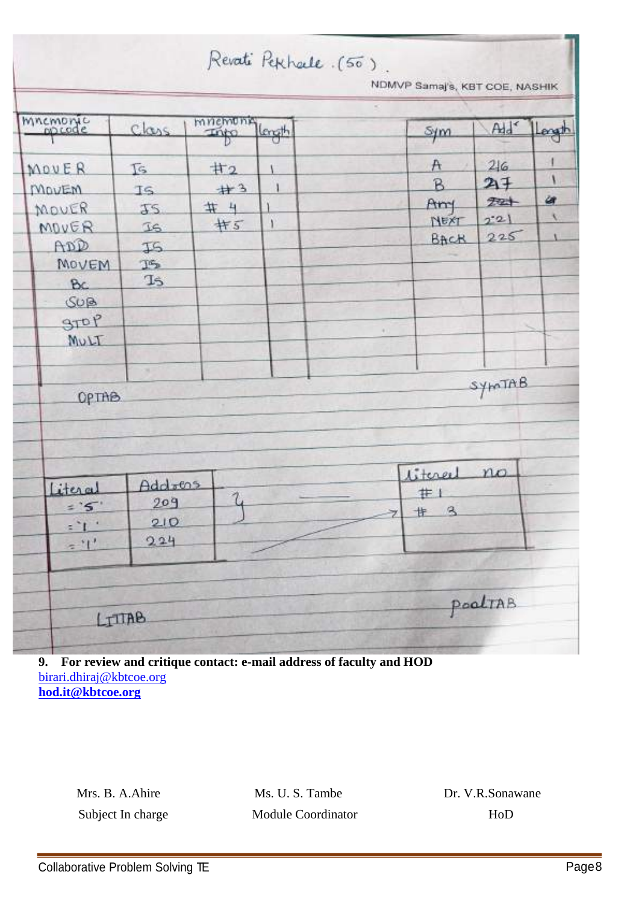Revati Pekhale .(50)

NDMVP Samaj's, KBT COE, NASHIK

| Mnemonic opcode | Class | mnemonic Info | length |
| --- | --- | --- | --- |
| MOVER | IS | #2 | 1 |
| MOVEM | IS | #3 | 1 |
| MOVER | IS | #4 | 1 |
| MOVER | IS | #5 | 1 |
| ADD | IS | | |
| MOVEM | IS | | |
| BC | IS | | |
| SUB | | | |
| STOP | | | |
| MULT | | | |

OPTAB

| Sym | Add | Length |
| --- | --- | --- |
| A | 216 | 1 |
| B | 217 | 1 |
| Any | ~~221~~ | 6 |
| NEXT | 221 | 1 |
| BACK | 225 | 1 |

SYMTAB

| Literal | Address |
| --- | --- |
| ='5' | 209 |
| ='1' | 210 |
| ='1' | 224 |

LITTAB

| Literal no |
| --- |
| #1 |
| #3 |

PoolTAB

**9. For review and critique contact: e-mail address of faculty and HOD**

birari.dhiraj@kbtcoe.org

**hod.it@kbtcoe.org**

| Mrs. B. A.Ahire | Ms. U. S. Tambe | Dr. V.R.Sonawane |
| --- | --- | --- |
| Subject In charge | Module Coordinator | HoD |